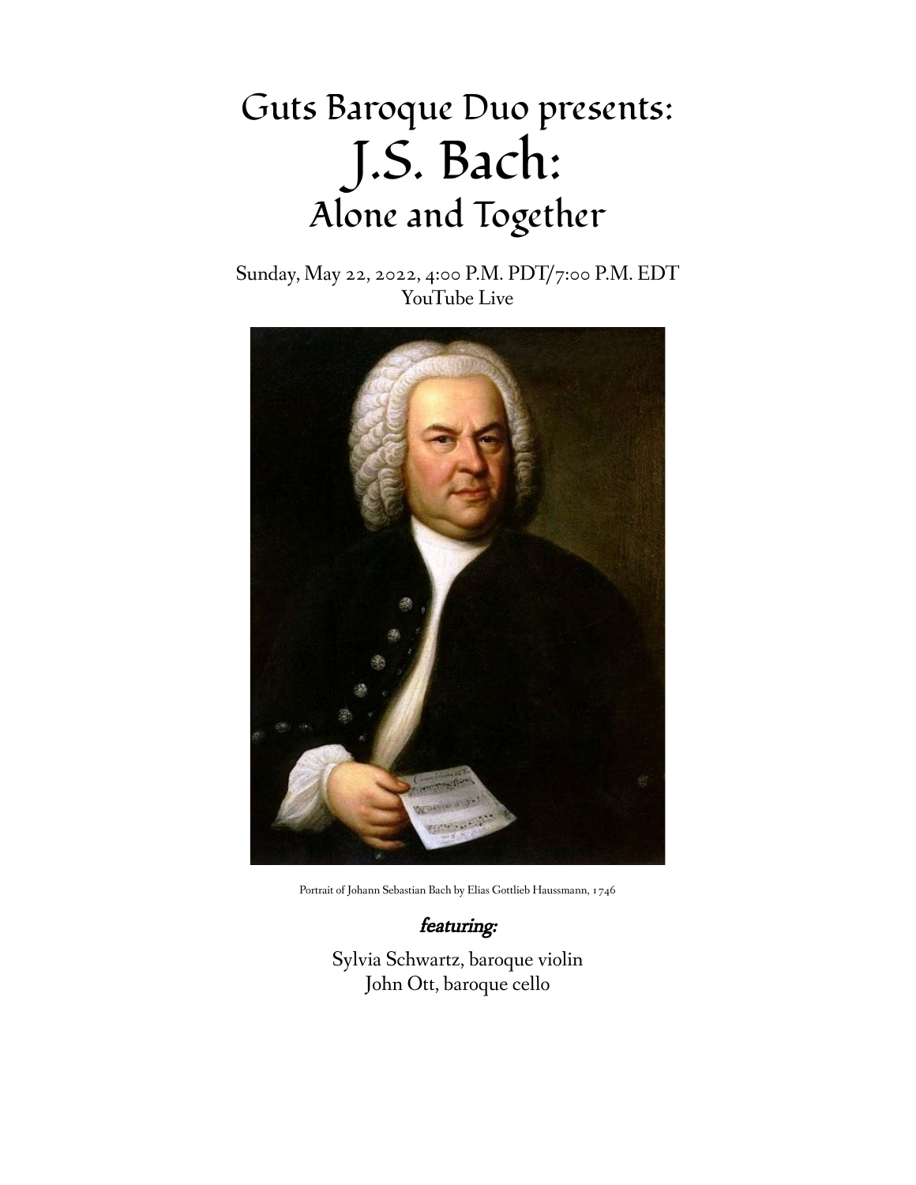# Guts Baroque Duo presents:

# J.S. Bach:

## Alone and Together

Sunday, May 22, 2022, 4:00 P.M. PDT/7:00 P.M. EDT
YouTube Live

Portrait of Johann Sebastian Bach by Elias Gottlieb Haussmann, 1746

***featuring:***

Sylvia Schwartz, baroque violin
John Ott, baroque cello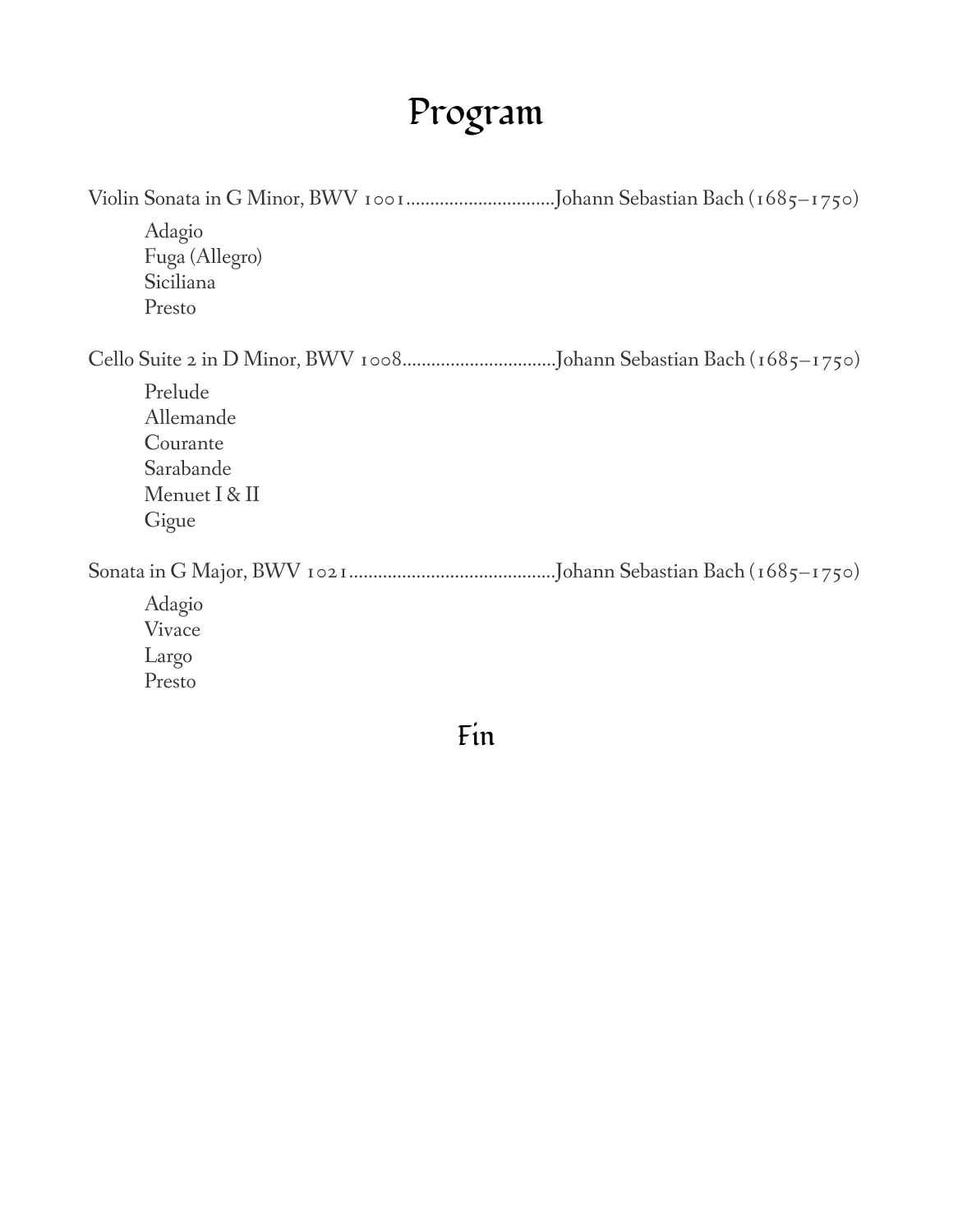# Program

Violin Sonata in G Minor, BWV 1001................................Johann Sebastian Bach (1685–1750)

- Adagio
- Fuga (Allegro)
- Siciliana
- Presto

Cello Suite 2 in D Minor, BWV 1008................................Johann Sebastian Bach (1685–1750)

- Prelude
- Allemande
- Courante
- Sarabande
- Menuet I & II
- Gigue

Sonata in G Major, BWV 1021...........................................Johann Sebastian Bach (1685–1750)

- Adagio
- Vivace
- Largo
- Presto

## Fin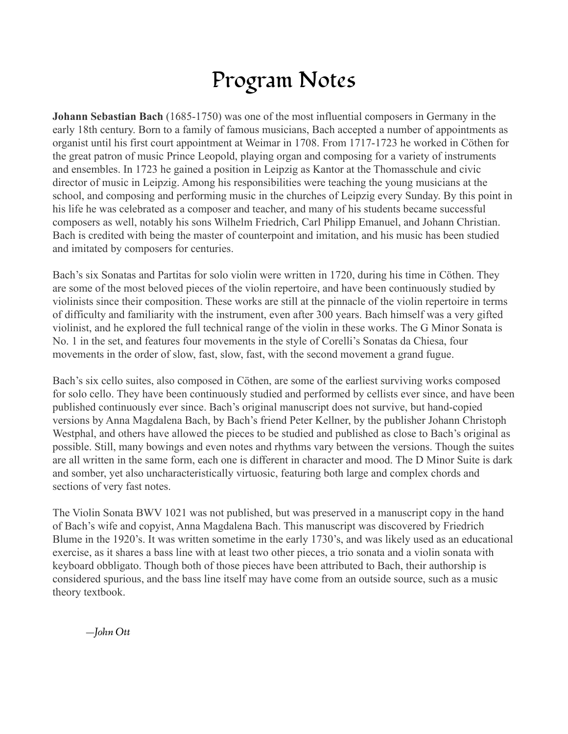# Program Notes

**Johann Sebastian Bach** (1685-1750) was one of the most influential composers in Germany in the early 18th century. Born to a family of famous musicians, Bach accepted a number of appointments as organist until his first court appointment at Weimar in 1708. From 1717-1723 he worked in Cöthen for the great patron of music Prince Leopold, playing organ and composing for a variety of instruments and ensembles. In 1723 he gained a position in Leipzig as Kantor at the Thomasschule and civic director of music in Leipzig. Among his responsibilities were teaching the young musicians at the school, and composing and performing music in the churches of Leipzig every Sunday. By this point in his life he was celebrated as a composer and teacher, and many of his students became successful composers as well, notably his sons Wilhelm Friedrich, Carl Philipp Emanuel, and Johann Christian. Bach is credited with being the master of counterpoint and imitation, and his music has been studied and imitated by composers for centuries.

Bach's six Sonatas and Partitas for solo violin were written in 1720, during his time in Cöthen. They are some of the most beloved pieces of the violin repertoire, and have been continuously studied by violinists since their composition. These works are still at the pinnacle of the violin repertoire in terms of difficulty and familiarity with the instrument, even after 300 years. Bach himself was a very gifted violinist, and he explored the full technical range of the violin in these works. The G Minor Sonata is No. 1 in the set, and features four movements in the style of Corelli's Sonatas da Chiesa, four movements in the order of slow, fast, slow, fast, with the second movement a grand fugue.

Bach's six cello suites, also composed in Cöthen, are some of the earliest surviving works composed for solo cello. They have been continuously studied and performed by cellists ever since, and have been published continuously ever since. Bach's original manuscript does not survive, but hand-copied versions by Anna Magdalena Bach, by Bach's friend Peter Kellner, by the publisher Johann Christoph Westphal, and others have allowed the pieces to be studied and published as close to Bach's original as possible. Still, many bowings and even notes and rhythms vary between the versions. Though the suites are all written in the same form, each one is different in character and mood. The D Minor Suite is dark and somber, yet also uncharacteristically virtuosic, featuring both large and complex chords and sections of very fast notes.

The Violin Sonata BWV 1021 was not published, but was preserved in a manuscript copy in the hand of Bach's wife and copyist, Anna Magdalena Bach. This manuscript was discovered by Friedrich Blume in the 1920's. It was written sometime in the early 1730's, and was likely used as an educational exercise, as it shares a bass line with at least two other pieces, a trio sonata and a violin sonata with keyboard obbligato. Though both of those pieces have been attributed to Bach, their authorship is considered spurious, and the bass line itself may have come from an outside source, such as a music theory textbook.

*—John Ott*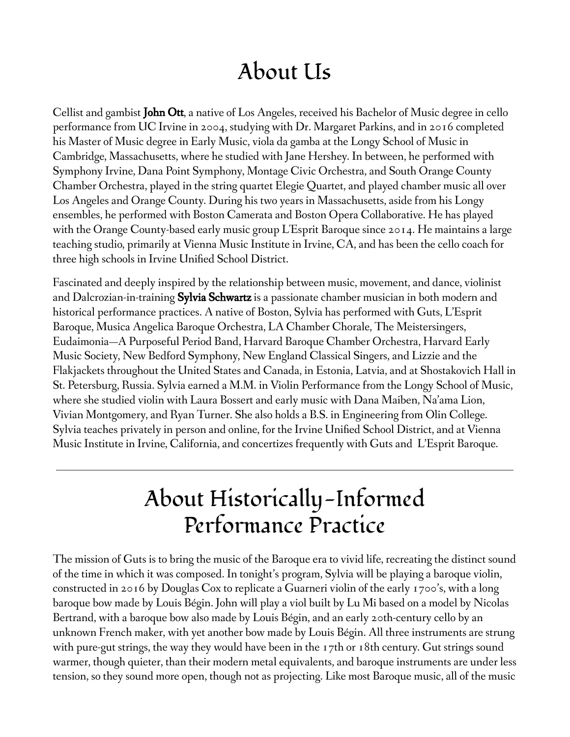# About Us

Cellist and gambist **John Ott**, a native of Los Angeles, received his Bachelor of Music degree in cello performance from UC Irvine in 2004, studying with Dr. Margaret Parkins, and in 2016 completed his Master of Music degree in Early Music, viola da gamba at the Longy School of Music in Cambridge, Massachusetts, where he studied with Jane Hershey. In between, he performed with Symphony Irvine, Dana Point Symphony, Montage Civic Orchestra, and South Orange County Chamber Orchestra, played in the string quartet Elegie Quartet, and played chamber music all over Los Angeles and Orange County. During his two years in Massachusetts, aside from his Longy ensembles, he performed with Boston Camerata and Boston Opera Collaborative. He has played with the Orange County-based early music group L'Esprit Baroque since 2014. He maintains a large teaching studio, primarily at Vienna Music Institute in Irvine, CA, and has been the cello coach for three high schools in Irvine Unified School District.

Fascinated and deeply inspired by the relationship between music, movement, and dance, violinist and Dalcrozian-in-training **Sylvia Schwartz** is a passionate chamber musician in both modern and historical performance practices. A native of Boston, Sylvia has performed with Guts, L'Esprit Baroque, Musica Angelica Baroque Orchestra, LA Chamber Chorale, The Meistersingers, Eudaimonia—A Purposeful Period Band, Harvard Baroque Chamber Orchestra, Harvard Early Music Society, New Bedford Symphony, New England Classical Singers, and Lizzie and the Flakjackets throughout the United States and Canada, in Estonia, Latvia, and at Shostakovich Hall in St. Petersburg, Russia. Sylvia earned a M.M. in Violin Performance from the Longy School of Music, where she studied violin with Laura Bossert and early music with Dana Maiben, Na'ama Lion, Vivian Montgomery, and Ryan Turner. She also holds a B.S. in Engineering from Olin College. Sylvia teaches privately in person and online, for the Irvine Unified School District, and at Vienna Music Institute in Irvine, California, and concertizes frequently with Guts and L'Esprit Baroque.

---

# About Historically-Informed Performance Practice

The mission of Guts is to bring the music of the Baroque era to vivid life, recreating the distinct sound of the time in which it was composed. In tonight's program, Sylvia will be playing a baroque violin, constructed in 2016 by Douglas Cox to replicate a Guarneri violin of the early 1700's, with a long baroque bow made by Louis Bégin. John will play a viol built by Lu Mi based on a model by Nicolas Bertrand, with a baroque bow also made by Louis Bégin, and an early 20th-century cello by an unknown French maker, with yet another bow made by Louis Bégin. All three instruments are strung with pure-gut strings, the way they would have been in the 17th or 18th century. Gut strings sound warmer, though quieter, than their modern metal equivalents, and baroque instruments are under less tension, so they sound more open, though not as projecting. Like most Baroque music, all of the music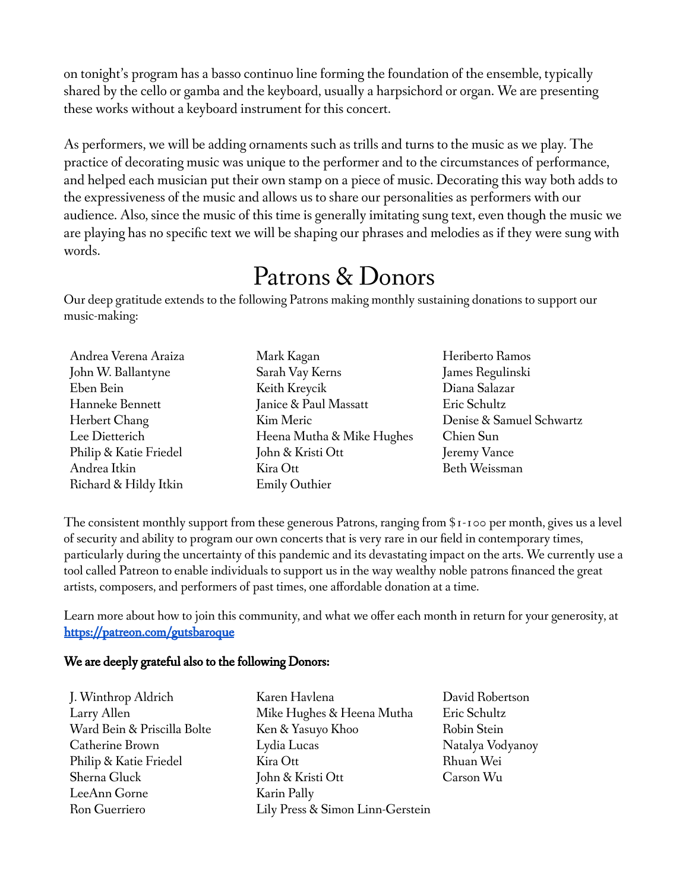on tonight's program has a basso continuo line forming the foundation of the ensemble, typically shared by the cello or gamba and the keyboard, usually a harpsichord or organ. We are presenting these works without a keyboard instrument for this concert.

As performers, we will be adding ornaments such as trills and turns to the music as we play. The practice of decorating music was unique to the performer and to the circumstances of performance, and helped each musician put their own stamp on a piece of music. Decorating this way both adds to the expressiveness of the music and allows us to share our personalities as performers with our audience. Also, since the music of this time is generally imitating sung text, even though the music we are playing has no specific text we will be shaping our phrases and melodies as if they were sung with words.

# Patrons & Donors

Our deep gratitude extends to the following Patrons making monthly sustaining donations to support our music-making:

Andrea Verena Araiza
John W. Ballantyne
Eben Bein
Hanneke Bennett
Herbert Chang
Lee Dietterich
Philip & Katie Friedel
Andrea Itkin
Richard & Hildy Itkin
Mark Kagan
Sarah Vay Kerns
Keith Kreycik
Janice & Paul Massatt
Kim Meric
Heena Mutha & Mike Hughes
John & Kristi Ott
Kira Ott
Emily Outhier
Heriberto Ramos
James Regulinski
Diana Salazar
Eric Schultz
Denise & Samuel Schwartz
Chien Sun
Jeremy Vance
Beth Weissman

The consistent monthly support from these generous Patrons, ranging from $1-100 per month, gives us a level of security and ability to program our own concerts that is very rare in our field in contemporary times, particularly during the uncertainty of this pandemic and its devastating impact on the arts. We currently use a tool called Patreon to enable individuals to support us in the way wealthy noble patrons financed the great artists, composers, and performers of past times, one affordable donation at a time.

Learn more about how to join this community, and what we offer each month in return for your generosity, at [https://patreon.com/gutsbaroque](https://patreon.com/gutsbaroque)

**We are deeply grateful also to the following Donors:**

J. Winthrop Aldrich
Larry Allen
Ward Bein & Priscilla Bolte
Catherine Brown
Philip & Katie Friedel
Sherna Gluck
LeeAnn Gorne
Ron Guerriero
Karen Havlena
Mike Hughes & Heena Mutha
Ken & Yasuyo Khoo
Lydia Lucas
Kira Ott
John & Kristi Ott
Karin Pally
Lily Press & Simon Linn-Gerstein
David Robertson
Eric Schultz
Robin Stein
Natalya Vodyanoy
Rhuan Wei
Carson Wu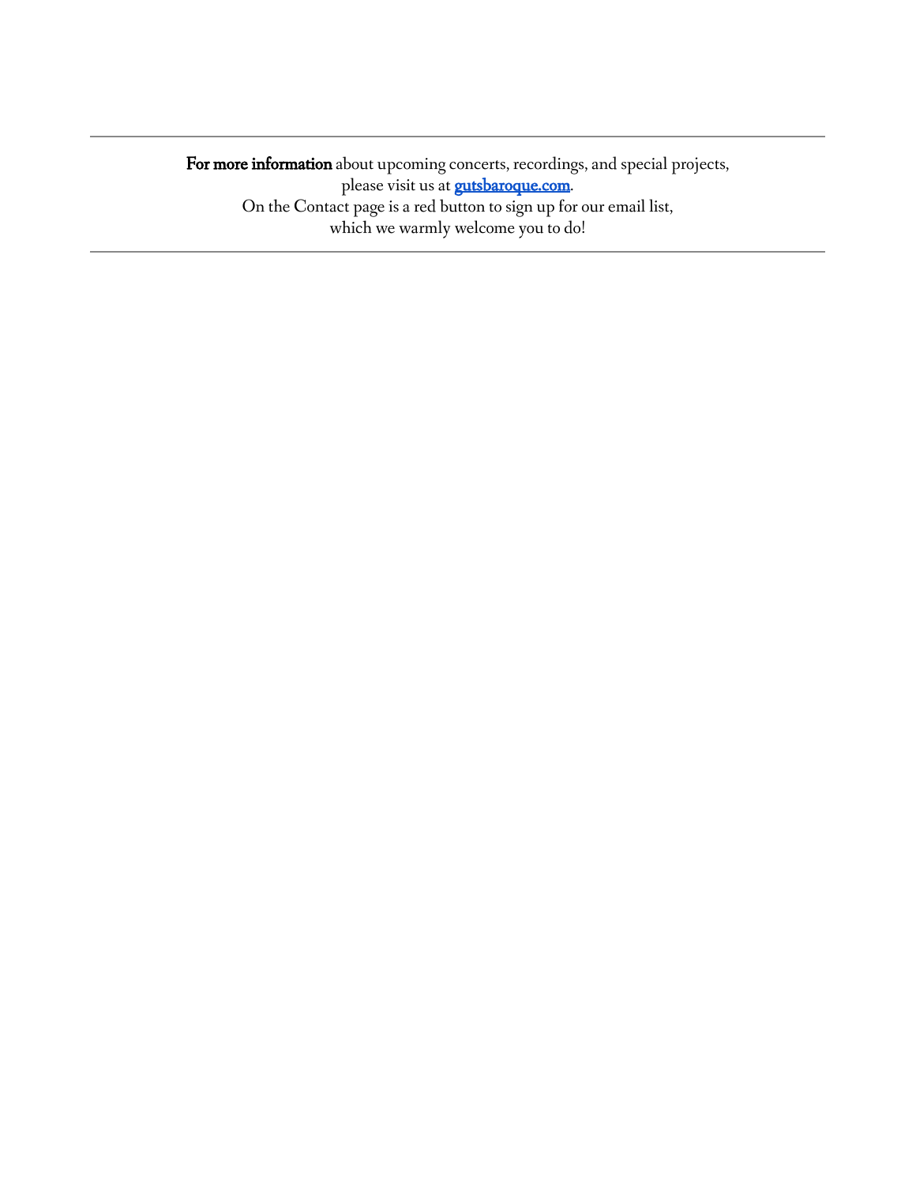---

**For more information** about upcoming concerts, recordings, and special projects, please visit us at **gutsbaroque.com**.
On the Contact page is a red button to sign up for our email list, which we warmly welcome you to do!

---